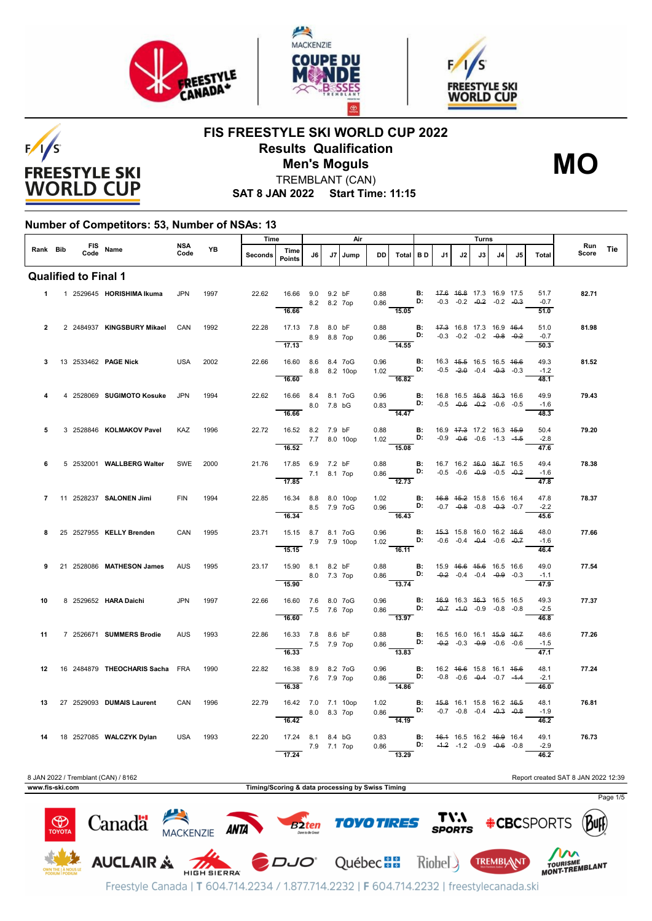# FIS FREESTYLE SKI WORLD CUP 2022

## Results Qualification

## Men's Moguls

TREMBLANT (CAN)

**SAT 8 JAN 2022 Start Time: 11:15**

**MO**

### Number of Competitors: 53, Number of NSAs: 13

| Rank | Bib | FIS Code | Name | NSA Code | YB | Time Seconds | Time Points | J6 | J7 | Jump | DD | Air Total | B D | J1 | J2 | J3 | J4 | J5 | Turns Total | Run Score | Tie |
|---|---|---|---|---|---|---|---|---|---|---|---|---|---|---|---|---|---|---|---|---|---|
| **Qualified to Final 1** | | | | | | | | | | | | | | | | | | | | | |
| 1 | 1 | 2529645 | **HORISHIMA Ikuma** | JPN | 1997 | 22.62 | 16.66 | 9.0 | 9.2 | bF | 0.88 | | B: | ~~17.6~~ | ~~16.8~~ | 17.3 | 16.9 | 17.5 | 51.7 | **82.71** | |
| | | | | | | | | 8.2 | 8.2 | 7op | 0.86 | | D: | -0.3 | -0.2 | ~~-0.2~~ | -0.2 | ~~-0.3~~ | -0.7 | | |
| | | | | | | | 16.66 | | | | | 15.05 | | | | | | | 51.0 | | |
| 2 | 2 | 2484937 | **KINGSBURY Mikael** | CAN | 1992 | 22.28 | 17.13 | 7.8 | 8.0 | bF | 0.88 | | B: | ~~17.3~~ | 16.8 | 17.3 | 16.9 | ~~16.4~~ | 51.0 | **81.98** | |
| | | | | | | | | 8.9 | 8.8 | 7op | 0.86 | | D: | -0.3 | -0.2 | -0.2 | ~~-0.8~~ | ~~-0.2~~ | -0.7 | | |
| | | | | | | | 17.13 | | | | | 14.55 | | | | | | | 50.3 | | |
| 3 | 13 | 2533462 | **PAGE Nick** | USA | 2002 | 22.66 | 16.60 | 8.6 | 8.4 | 7oG | 0.96 | | B: | 16.3 | ~~15.5~~ | 16.5 | 16.5 | ~~16.6~~ | 49.3 | **81.52** | |
| | | | | | | | | 8.8 | 8.2 | 10op | 1.02 | | D: | -0.5 | ~~-2.0~~ | -0.4 | ~~-0.3~~ | -0.3 | -1.2 | | |
| | | | | | | | 16.60 | | | | | 16.82 | | | | | | | 48.1 | | |
| 4 | 4 | 2528069 | **SUGIMOTO Kosuke** | JPN | 1994 | 22.62 | 16.66 | 8.4 | 8.1 | 7oG | 0.96 | | B: | 16.8 | 16.5 | ~~16.8~~ | ~~16.3~~ | 16.6 | 49.9 | **79.43** | |
| | | | | | | | | 8.0 | 7.8 | bG | 0.83 | | D: | -0.5 | ~~-0.6~~ | ~~-0.2~~ | -0.6 | -0.5 | -1.6 | | |
| | | | | | | | 16.66 | | | | | 14.47 | | | | | | | 48.3 | | |
| 5 | 3 | 2528846 | **KOLMAKOV Pavel** | KAZ | 1996 | 22.72 | 16.52 | 8.2 | 7.9 | bF | 0.88 | | B: | 16.9 | ~~17.3~~ | 17.2 | 16.3 | ~~15.9~~ | 50.4 | **79.20** | |
| | | | | | | | | 7.7 | 8.0 | 10op | 1.02 | | D: | -0.9 | ~~-0.6~~ | -0.6 | -1.3 | ~~-1.5~~ | -2.8 | | |
| | | | | | | | 16.52 | | | | | 15.08 | | | | | | | 47.6 | | |
| 6 | 5 | 2532001 | **WALLBERG Walter** | SWE | 2000 | 21.76 | 17.85 | 6.9 | 7.2 | bF | 0.88 | | B: | 16.7 | 16.2 | ~~16.0~~ | ~~16.7~~ | 16.5 | 49.4 | **78.38** | |
| | | | | | | | | 7.1 | 8.1 | 7op | 0.86 | | D: | -0.5 | -0.6 | ~~-0.9~~ | -0.5 | ~~-0.2~~ | -1.6 | | |
| | | | | | | | 17.85 | | | | | 12.73 | | | | | | | 47.8 | | |
| 7 | 11 | 2528237 | **SALONEN Jimi** | FIN | 1994 | 22.85 | 16.34 | 8.8 | 8.0 | 10op | 1.02 | | B: | ~~16.8~~ | ~~15.2~~ | 15.8 | 15.6 | 16.4 | 47.8 | **78.37** | |
| | | | | | | | | 8.5 | 7.9 | 7oG | 0.96 | | D: | -0.7 | ~~-0.8~~ | -0.8 | ~~-0.3~~ | -0.7 | -2.2 | | |
| | | | | | | | 16.34 | | | | | 16.43 | | | | | | | 45.6 | | |
| 8 | 25 | 2527955 | **KELLY Brenden** | CAN | 1995 | 23.71 | 15.15 | 8.7 | 8.1 | 7oG | 0.96 | | B: | ~~15.3~~ | 15.8 | 16.0 | 16.2 | ~~16.6~~ | 48.0 | **77.66** | |
| | | | | | | | | 7.9 | 7.9 | 10op | 1.02 | | D: | -0.6 | -0.4 | ~~-0.4~~ | -0.6 | ~~-0.7~~ | -1.6 | | |
| | | | | | | | 15.15 | | | | | 16.11 | | | | | | | 46.4 | | |
| 9 | 21 | 2528086 | **MATHESON James** | AUS | 1995 | 23.17 | 15.90 | 8.1 | 8.2 | bF | 0.88 | | B: | 15.9 | ~~16.6~~ | ~~15.6~~ | 16.5 | 16.6 | 49.0 | **77.54** | |
| | | | | | | | | 8.0 | 7.3 | 7op | 0.86 | | D: | ~~-0.2~~ | -0.4 | -0.4 | ~~-0.9~~ | -0.3 | -1.1 | | |
| | | | | | | | 15.90 | | | | | 13.74 | | | | | | | 47.9 | | |
| 10 | 8 | 2529652 | **HARA Daichi** | JPN | 1997 | 22.66 | 16.60 | 7.6 | 8.0 | 7oG | 0.96 | | B: | ~~16.9~~ | 16.3 | ~~16.3~~ | 16.5 | 16.5 | 49.3 | **77.37** | |
| | | | | | | | | 7.5 | 7.6 | 7op | 0.86 | | D: | ~~-0.7~~ | ~~-1.0~~ | -0.9 | -0.8 | -0.8 | -2.5 | | |
| | | | | | | | 16.60 | | | | | 13.97 | | | | | | | 46.8 | | |
| 11 | 7 | 2526671 | **SUMMERS Brodie** | AUS | 1993 | 22.86 | 16.33 | 7.8 | 8.6 | bF | 0.88 | | B: | 16.5 | 16.0 | 16.1 | ~~15.9~~ | ~~16.7~~ | 48.6 | **77.26** | |
| | | | | | | | | 7.5 | 7.9 | 7op | 0.86 | | D: | ~~-0.2~~ | -0.3 | ~~-0.9~~ | -0.6 | -0.6 | -1.5 | | |
| | | | | | | | 16.33 | | | | | 13.83 | | | | | | | 47.1 | | |
| 12 | 16 | 2484879 | **THEOCHARIS Sacha** | FRA | 1990 | 22.82 | 16.38 | 8.9 | 8.2 | 7oG | 0.96 | | B: | 16.2 | ~~16.6~~ | 15.8 | 16.1 | ~~15.6~~ | 48.1 | **77.24** | |
| | | | | | | | | 7.6 | 7.9 | 7op | 0.86 | | D: | -0.8 | -0.6 | ~~-0.4~~ | -0.7 | ~~-1.4~~ | -2.1 | | |
| | | | | | | | 16.38 | | | | | 14.86 | | | | | | | 46.0 | | |
| 13 | 27 | 2529093 | **DUMAIS Laurent** | CAN | 1996 | 22.79 | 16.42 | 7.0 | 7.1 | 10op | 1.02 | | B: | ~~15.8~~ | 16.1 | 15.8 | 16.2 | ~~16.5~~ | 48.1 | **76.81** | |
| | | | | | | | | 8.0 | 8.3 | 7op | 0.86 | | D: | -0.7 | -0.8 | -0.4 | ~~-0.3~~ | ~~-0.8~~ | -1.9 | | |
| | | | | | | | 16.42 | | | | | 14.19 | | | | | | | 46.2 | | |
| 14 | 18 | 2527085 | **WALCZYK Dylan** | USA | 1993 | 22.20 | 17.24 | 8.1 | 8.4 | bG | 0.83 | | B: | ~~16.1~~ | 16.5 | 16.2 | ~~16.9~~ | 16.4 | 49.1 | **76.73** | |
| | | | | | | | | 7.9 | 7.1 | 7op | 0.86 | | D: | ~~-1.2~~ | -1.2 | -0.9 | ~~-0.6~~ | -0.8 | -2.9 | | |
| | | | | | | | 17.24 | | | | | 13.29 | | | | | | | 46.2 | | |

8 JAN 2022 / Tremblant (CAN) / 8162

Report created SAT 8 JAN 2022 12:39

www.fis-ski.com

Timing/Scoring & data processing by Swiss Timing

Freestyle Canada | T 604.714.2234 / 1.877.714.2232 | F 604.714.2232 | freestylecanada.ski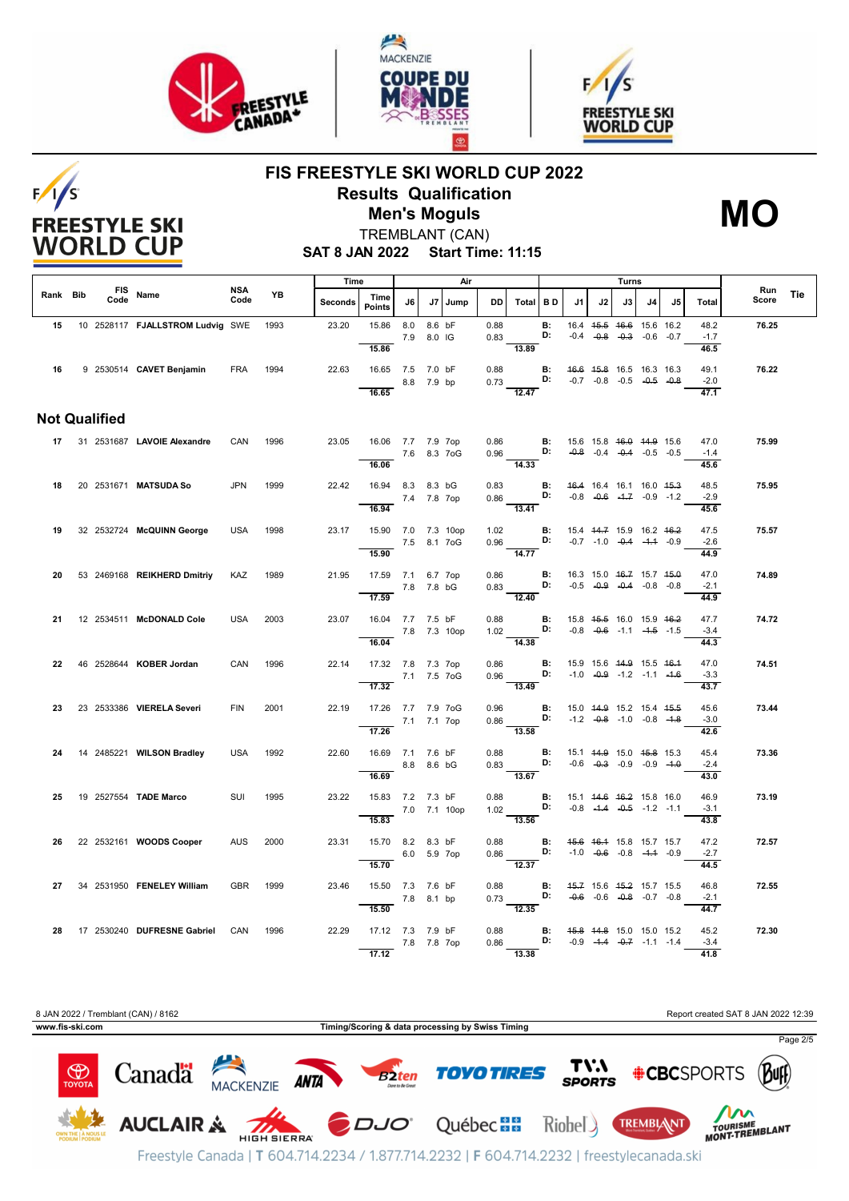# FIS FREESTYLE SKI WORLD CUP 2022

## Results Qualification

## Men's Moguls

TREMBLANT (CAN)

**SAT 8 JAN 2022 Start Time: 11:15**

**MO**

| Rank | Bib | FIS Code | Name | NSA Code | YB | Seconds | Time Points | J6 | J7 | Jump | DD | Total | B D | J1 | J2 | J3 | J4 | J5 | Total | Run Score | Tie |
|---|---|---|---|---|---|---|---|---|---|---|---|---|---|---|---|---|---|---|---|---|---|
| 15 | 10 | 2528117 | FJALLSTROM Ludvig | SWE | 1993 | 23.20 | 15.86 | 8.0 | 8.6 | bF | 0.88 | | B: | 16.4 | ~~15.5~~ | ~~16.6~~ | 15.6 | 16.2 | 48.2 | 76.25 | |
| | | | | | | | | 7.9 | 8.0 | IG | 0.83 | | D: | -0.4 | ~~-0.8~~ | ~~-0.3~~ | -0.6 | -0.7 | -1.7 | | |
| | | | | | | | 15.86 | | | | | 13.89 | | | | | | | 46.5 | | |
| 16 | 9 | 2530514 | CAVET Benjamin | FRA | 1994 | 22.63 | 16.65 | 7.5 | 7.0 | bF | 0.88 | | B: | ~~16.6~~ | ~~15.8~~ | 16.5 | 16.3 | 16.3 | 49.1 | 76.22 | |
| | | | | | | | | 8.8 | 7.9 | bp | 0.73 | | D: | -0.7 | -0.8 | -0.5 | ~~-0.5~~ | ~~-0.8~~ | -2.0 | | |
| | | | | | | | 16.65 | | | | | 12.47 | | | | | | | 47.1 | | |

## Not Qualified

| Rank | Bib | FIS Code | Name | NSA Code | YB | Seconds | Time Points | J6 | J7 | Jump | DD | Total | B D | J1 | J2 | J3 | J4 | J5 | Total | Run Score | Tie |
|---|---|---|---|---|---|---|---|---|---|---|---|---|---|---|---|---|---|---|---|---|---|
| 17 | 31 | 2531687 | LAVOIE Alexandre | CAN | 1996 | 23.05 | 16.06 | 7.7 | 7.9 | 7op | 0.86 | | B: | 15.6 | 15.8 | ~~16.0~~ | ~~14.9~~ | 15.6 | 47.0 | 75.99 | |
| | | | | | | | | 7.6 | 8.3 | 7oG | 0.96 | | D: | ~~-0.8~~ | -0.4 | ~~-0.4~~ | -0.5 | -0.5 | -1.4 | | |
| | | | | | | | 16.06 | | | | | 14.33 | | | | | | | 45.6 | | |
| 18 | 20 | 2531671 | MATSUDA So | JPN | 1999 | 22.42 | 16.94 | 8.3 | 8.3 | bG | 0.83 | | B: | ~~16.4~~ | 16.4 | 16.1 | 16.0 | ~~15.3~~ | 48.5 | 75.95 | |
| | | | | | | | | 7.4 | 7.8 | 7op | 0.86 | | D: | -0.8 | ~~-0.6~~ | ~~-1.7~~ | -0.9 | -1.2 | -2.9 | | |
| | | | | | | | 16.94 | | | | | 13.41 | | | | | | | 45.6 | | |
| 19 | 32 | 2532724 | McQUINN George | USA | 1998 | 23.17 | 15.90 | 7.0 | 7.3 | 10op | 1.02 | | B: | 15.4 | ~~14.7~~ | 15.9 | 16.2 | ~~16.2~~ | 47.5 | 75.57 | |
| | | | | | | | | 7.5 | 8.1 | 7oG | 0.96 | | D: | -0.7 | -1.0 | ~~-0.4~~ | ~~-1.1~~ | -0.9 | -2.6 | | |
| | | | | | | | 15.90 | | | | | 14.77 | | | | | | | 44.9 | | |
| 20 | 53 | 2469168 | REIKHERD Dmitriy | KAZ | 1989 | 21.95 | 17.59 | 7.1 | 6.7 | 7op | 0.86 | | B: | 16.3 | 15.0 | ~~16.7~~ | 15.7 | ~~15.0~~ | 47.0 | 74.89 | |
| | | | | | | | | 7.8 | 7.8 | bG | 0.83 | | D: | -0.5 | ~~-0.9~~ | ~~-0.4~~ | -0.8 | -0.8 | -2.1 | | |
| | | | | | | | 17.59 | | | | | 12.40 | | | | | | | 44.9 | | |
| 21 | 12 | 2534511 | McDONALD Cole | USA | 2003 | 23.07 | 16.04 | 7.7 | 7.5 | bF | 0.88 | | B: | 15.8 | ~~15.5~~ | 16.0 | 15.9 | ~~16.2~~ | 47.7 | 74.72 | |
| | | | | | | | | 7.8 | 7.3 | 10op | 1.02 | | D: | -0.8 | ~~-0.6~~ | -1.1 | ~~-1.5~~ | -1.5 | -3.4 | | |
| | | | | | | | 16.04 | | | | | 14.38 | | | | | | | 44.3 | | |
| 22 | 46 | 2528644 | KOBER Jordan | CAN | 1996 | 22.14 | 17.32 | 7.8 | 7.3 | 7op | 0.86 | | B: | 15.9 | 15.6 | ~~14.9~~ | 15.5 | ~~16.1~~ | 47.0 | 74.51 | |
| | | | | | | | | 7.1 | 7.5 | 7oG | 0.96 | | D: | -1.0 | ~~-0.9~~ | -1.2 | -1.1 | ~~-1.6~~ | -3.3 | | |
| | | | | | | | 17.32 | | | | | 13.49 | | | | | | | 43.7 | | |
| 23 | 23 | 2533386 | VIERELA Severi | FIN | 2001 | 22.19 | 17.26 | 7.7 | 7.9 | 7oG | 0.96 | | B: | 15.0 | ~~14.9~~ | 15.2 | 15.4 | ~~15.5~~ | 45.6 | 73.44 | |
| | | | | | | | | 7.1 | 7.1 | 7op | 0.86 | | D: | -1.2 | ~~-0.8~~ | -1.0 | -0.8 | ~~-1.8~~ | -3.0 | | |
| | | | | | | | 17.26 | | | | | 13.58 | | | | | | | 42.6 | | |
| 24 | 14 | 2485221 | WILSON Bradley | USA | 1992 | 22.60 | 16.69 | 7.1 | 7.6 | bF | 0.88 | | B: | 15.1 | ~~14.9~~ | 15.0 | ~~15.8~~ | 15.3 | 45.4 | 73.36 | |
| | | | | | | | | 8.8 | 8.6 | bG | 0.83 | | D: | -0.6 | ~~-0.3~~ | -0.9 | -0.9 | ~~-1.0~~ | -2.4 | | |
| | | | | | | | 16.69 | | | | | 13.67 | | | | | | | 43.0 | | |
| 25 | 19 | 2527554 | TADE Marco | SUI | 1995 | 23.22 | 15.83 | 7.2 | 7.3 | bF | 0.88 | | B: | 15.1 | ~~14.6~~ | ~~16.2~~ | 15.8 | 16.0 | 46.9 | 73.19 | |
| | | | | | | | | 7.0 | 7.1 | 10op | 1.02 | | D: | -0.8 | ~~-1.4~~ | ~~-0.5~~ | -1.2 | -1.1 | -3.1 | | |
| | | | | | | | 15.83 | | | | | 13.56 | | | | | | | 43.8 | | |
| 26 | 22 | 2532161 | WOODS Cooper | AUS | 2000 | 23.31 | 15.70 | 8.2 | 8.3 | bF | 0.88 | | B: | ~~15.6~~ | ~~16.1~~ | 15.8 | 15.7 | 15.7 | 47.2 | 72.57 | |
| | | | | | | | | 6.0 | 5.9 | 7op | 0.86 | | D: | -1.0 | ~~-0.6~~ | -0.8 | ~~-1.1~~ | -0.9 | -2.7 | | |
| | | | | | | | 15.70 | | | | | 12.37 | | | | | | | 44.5 | | |
| 27 | 34 | 2531950 | FENELEY William | GBR | 1999 | 23.46 | 15.50 | 7.3 | 7.6 | bF | 0.88 | | B: | ~~15.7~~ | 15.6 | ~~15.2~~ | 15.7 | 15.5 | 46.8 | 72.55 | |
| | | | | | | | | 7.8 | 8.1 | bp | 0.73 | | D: | ~~-0.6~~ | -0.6 | ~~-0.8~~ | -0.7 | -0.8 | -2.1 | | |
| | | | | | | | 15.50 | | | | | 12.35 | | | | | | | 44.7 | | |
| 28 | 17 | 2530240 | DUFRESNE Gabriel | CAN | 1996 | 22.29 | 17.12 | 7.3 | 7.9 | bF | 0.88 | | B: | ~~15.8~~ | ~~14.8~~ | 15.0 | 15.0 | 15.2 | 45.2 | 72.30 | |
| | | | | | | | | 7.8 | 7.8 | 7op | 0.86 | | D: | -0.9 | ~~-1.4~~ | ~~-0.7~~ | -1.1 | -1.4 | -3.4 | | |
| | | | | | | | 17.12 | | | | | 13.38 | | | | | | | 41.8 | | |

8 JAN 2022 / Tremblant (CAN) / 8162 — Report created SAT 8 JAN 2022 12:39

www.fis-ski.com — Timing/Scoring & data processing by Swiss Timing

Freestyle Canada | T 604.714.2234 / 1.877.714.2232 | F 604.714.2232 | freestylecanada.ski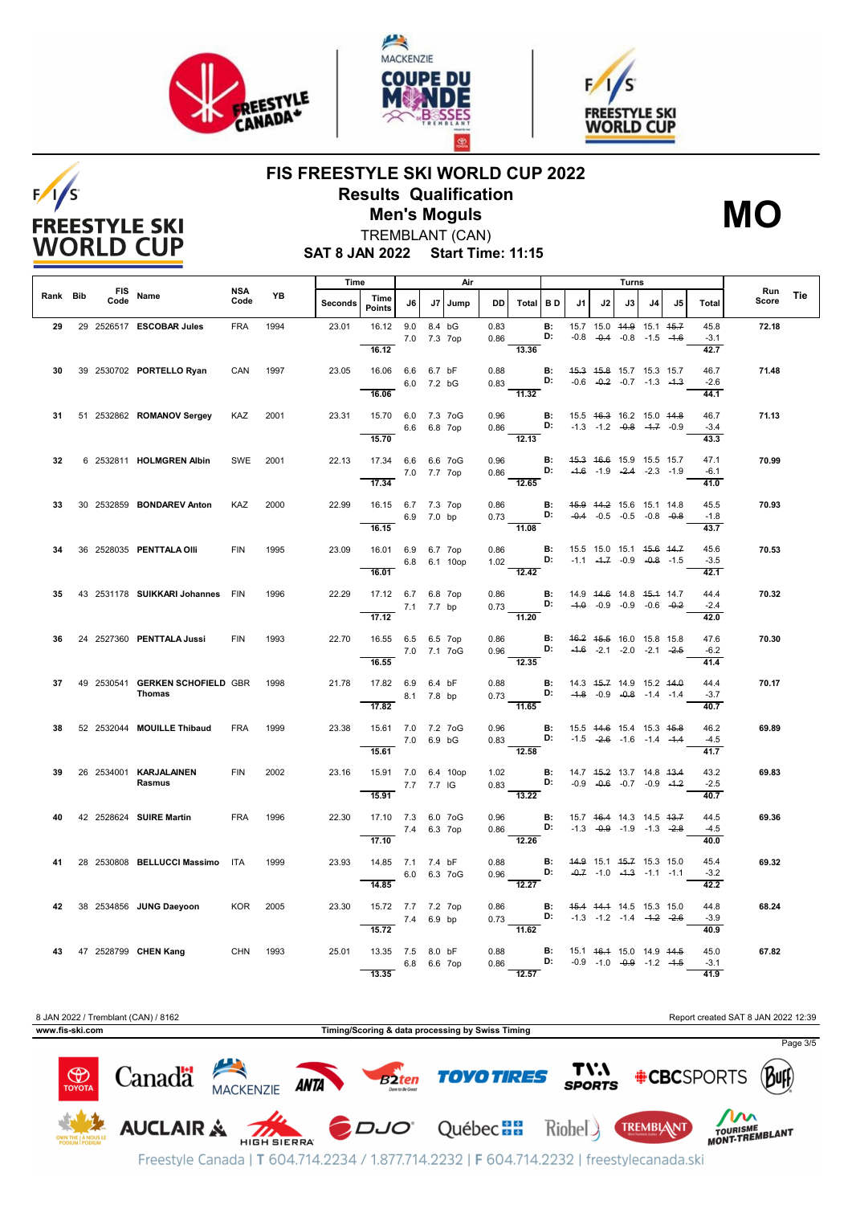# FIS FREESTYLE SKI WORLD CUP 2022

## Results Qualification

## Men's Moguls

TREMBLANT (CAN)

**SAT 8 JAN 2022 Start Time: 11:15**

**MO**

| Rank | Bib | FIS Code | Name | NSA Code | YB | Seconds | Time Points | J6 | J7 | Jump | DD | Total | BD | J1 | J2 | J3 | J4 | J5 | Total | Run Score | Tie |
|---|---|---|---|---|---|---|---|---|---|---|---|---|---|---|---|---|---|---|---|---|---|
| 29 | 29 | 2526517 | ESCOBAR Jules | FRA | 1994 | 23.01 | 16.12 | 9.0 | 8.4 | bG | 0.83 | | B: | 15.7 | 15.0 | ~~14.9~~ | 15.1 | ~~15.7~~ | 45.8 | 72.18 | |
| | | | | | | | | 7.0 | 7.3 | 7op | 0.86 | | D: | -0.8 | ~~-0.4~~ | -0.8 | -1.5 | ~~-1.6~~ | -3.1 | | |
| | | | | | | | 16.12 | | | | | 13.36 | | | | | | | 42.7 | | |
| 30 | 39 | 2530702 | PORTELLO Ryan | CAN | 1997 | 23.05 | 16.06 | 6.6 | 6.7 | bF | 0.88 | | B: | ~~15.3~~ | ~~15.8~~ | 15.7 | 15.3 | 15.7 | 46.7 | 71.48 | |
| | | | | | | | | 6.0 | 7.2 | bG | 0.83 | | D: | -0.6 | ~~-0.2~~ | -0.7 | -1.3 | ~~-1.3~~ | -2.6 | | |
| | | | | | | | 16.06 | | | | | 11.32 | | | | | | | 44.1 | | |
| 31 | 51 | 2532862 | ROMANOV Sergey | KAZ | 2001 | 23.31 | 15.70 | 6.0 | 7.3 | 7oG | 0.96 | | B: | 15.5 | ~~16.3~~ | 16.2 | 15.0 | ~~14.8~~ | 46.7 | 71.13 | |
| | | | | | | | | 6.6 | 6.8 | 7op | 0.86 | | D: | -1.3 | -1.2 | ~~-0.8~~ | ~~-1.7~~ | -0.9 | -3.4 | | |
| | | | | | | | 15.70 | | | | | 12.13 | | | | | | | 43.3 | | |
| 32 | 6 | 2532811 | HOLMGREN Albin | SWE | 2001 | 22.13 | 17.34 | 6.6 | 6.6 | 7oG | 0.96 | | B: | ~~15.3~~ | ~~16.6~~ | 15.9 | 15.5 | 15.7 | 47.1 | 70.99 | |
| | | | | | | | | 7.0 | 7.7 | 7op | 0.86 | | D: | ~~-1.6~~ | -1.9 | ~~-2.4~~ | -2.3 | -1.9 | -6.1 | | |
| | | | | | | | 17.34 | | | | | 12.65 | | | | | | | 41.0 | | |
| 33 | 30 | 2532859 | BONDAREV Anton | KAZ | 2000 | 22.99 | 16.15 | 6.7 | 7.3 | 7op | 0.86 | | B: | ~~15.9~~ | ~~14.2~~ | 15.6 | 15.1 | 14.8 | 45.5 | 70.93 | |
| | | | | | | | | 6.9 | 7.0 | bp | 0.73 | | D: | ~~-0.4~~ | -0.5 | -0.5 | -0.8 | ~~-0.8~~ | -1.8 | | |
| | | | | | | | 16.15 | | | | | 11.08 | | | | | | | 43.7 | | |
| 34 | 36 | 2528035 | PENTTALA Olli | FIN | 1995 | 23.09 | 16.01 | 6.9 | 6.7 | 7op | 0.86 | | B: | 15.5 | 15.0 | 15.1 | ~~15.6~~ | ~~14.7~~ | 45.6 | 70.53 | |
| | | | | | | | | 6.8 | 6.1 | 10op | 1.02 | | D: | -1.1 | ~~-1.7~~ | -0.9 | ~~-0.8~~ | -1.5 | -3.5 | | |
| | | | | | | | 16.01 | | | | | 12.42 | | | | | | | 42.1 | | |
| 35 | 43 | 2531178 | SUIKKARI Johannes | FIN | 1996 | 22.29 | 17.12 | 6.7 | 6.8 | 7op | 0.86 | | B: | 14.9 | ~~14.6~~ | 14.8 | ~~15.1~~ | 14.7 | 44.4 | 70.32 | |
| | | | | | | | | 7.1 | 7.7 | bp | 0.73 | | D: | ~~-1.0~~ | -0.9 | -0.9 | -0.6 | ~~-0.2~~ | -2.4 | | |
| | | | | | | | 17.12 | | | | | 11.20 | | | | | | | 42.0 | | |
| 36 | 24 | 2527360 | PENTTALA Jussi | FIN | 1993 | 22.70 | 16.55 | 6.5 | 6.5 | 7op | 0.86 | | B: | ~~16.2~~ | ~~15.5~~ | 16.0 | 15.8 | 15.8 | 47.6 | 70.30 | |
| | | | | | | | | 7.0 | 7.1 | 7oG | 0.96 | | D: | ~~-1.6~~ | -2.1 | -2.0 | -2.1 | ~~-2.5~~ | -6.2 | | |
| | | | | | | | 16.55 | | | | | 12.35 | | | | | | | 41.4 | | |
| 37 | 49 | 2530541 | GERKEN SCHOFIELD Thomas | GBR | 1998 | 21.78 | 17.82 | 6.9 | 6.4 | bF | 0.88 | | B: | 14.3 | ~~15.7~~ | 14.9 | 15.2 | ~~14.0~~ | 44.4 | 70.17 | |
| | | | | | | | | 8.1 | 7.8 | bp | 0.73 | | D: | ~~-1.8~~ | -0.9 | ~~-0.8~~ | -1.4 | -1.4 | -3.7 | | |
| | | | | | | | 17.82 | | | | | 11.65 | | | | | | | 40.7 | | |
| 38 | 52 | 2532044 | MOUILLE Thibaud | FRA | 1999 | 23.38 | 15.61 | 7.0 | 7.2 | 7oG | 0.96 | | B: | 15.5 | ~~14.6~~ | 15.4 | 15.3 | ~~15.8~~ | 46.2 | 69.89 | |
| | | | | | | | | 7.0 | 6.9 | bG | 0.83 | | D: | -1.5 | ~~-2.6~~ | -1.6 | -1.4 | ~~-1.4~~ | -4.5 | | |
| | | | | | | | 15.61 | | | | | 12.58 | | | | | | | 41.7 | | |
| 39 | 26 | 2534001 | KARJALAINEN Rasmus | FIN | 2002 | 23.16 | 15.91 | 7.0 | 6.4 | 10op | 1.02 | | B: | 14.7 | ~~15.2~~ | 13.7 | 14.8 | ~~13.4~~ | 43.2 | 69.83 | |
| | | | | | | | | 7.7 | 7.7 | lG | 0.83 | | D: | -0.9 | ~~-0.6~~ | -0.7 | -0.9 | ~~-1.2~~ | -2.5 | | |
| | | | | | | | 15.91 | | | | | 13.22 | | | | | | | 40.7 | | |
| 40 | 42 | 2528624 | SUIRE Martin | FRA | 1996 | 22.30 | 17.10 | 7.3 | 6.0 | 7oG | 0.96 | | B: | 15.7 | ~~16.4~~ | 14.3 | 14.5 | ~~13.7~~ | 44.5 | 69.36 | |
| | | | | | | | | 7.4 | 6.3 | 7op | 0.86 | | D: | -1.3 | ~~-0.9~~ | -1.9 | -1.3 | ~~-2.8~~ | -4.5 | | |
| | | | | | | | 17.10 | | | | | 12.26 | | | | | | | 40.0 | | |
| 41 | 28 | 2530808 | BELLUCCI Massimo | ITA | 1999 | 23.93 | 14.85 | 7.1 | 7.4 | bF | 0.88 | | B: | ~~14.9~~ | 15.1 | ~~15.7~~ | 15.3 | 15.0 | 45.4 | 69.32 | |
| | | | | | | | | 6.0 | 6.3 | 7oG | 0.96 | | D: | ~~-0.7~~ | -1.0 | ~~-1.3~~ | -1.1 | -1.1 | -3.2 | | |
| | | | | | | | 14.85 | | | | | 12.27 | | | | | | | 42.2 | | |
| 42 | 38 | 2534856 | JUNG Daeyoon | KOR | 2005 | 23.30 | 15.72 | 7.7 | 7.2 | 7op | 0.86 | | B: | ~~15.4~~ | ~~14.1~~ | 14.5 | 15.3 | 15.0 | 44.8 | 68.24 | |
| | | | | | | | | 7.4 | 6.9 | bp | 0.73 | | D: | -1.3 | -1.2 | -1.4 | ~~-1.2~~ | ~~-2.6~~ | -3.9 | | |
| | | | | | | | 15.72 | | | | | 11.62 | | | | | | | 40.9 | | |
| 43 | 47 | 2528799 | CHEN Kang | CHN | 1993 | 25.01 | 13.35 | 7.5 | 8.0 | bF | 0.88 | | B: | 15.1 | ~~16.1~~ | 15.0 | 14.9 | ~~14.5~~ | 45.0 | 67.82 | |
| | | | | | | | | 6.8 | 6.6 | 7op | 0.86 | | D: | -0.9 | -1.0 | ~~-0.9~~ | -1.2 | ~~-1.5~~ | -3.1 | | |
| | | | | | | | 13.35 | | | | | 12.57 | | | | | | | 41.9 | | |

8 JAN 2022 / Tremblant (CAN) / 8162 — Report created SAT 8 JAN 2022 12:39

www.fis-ski.com — Timing/Scoring & data processing by Swiss Timing

Freestyle Canada | T 604.714.2234 / 1.877.714.2232 | F 604.714.2232 | freestylecanada.ski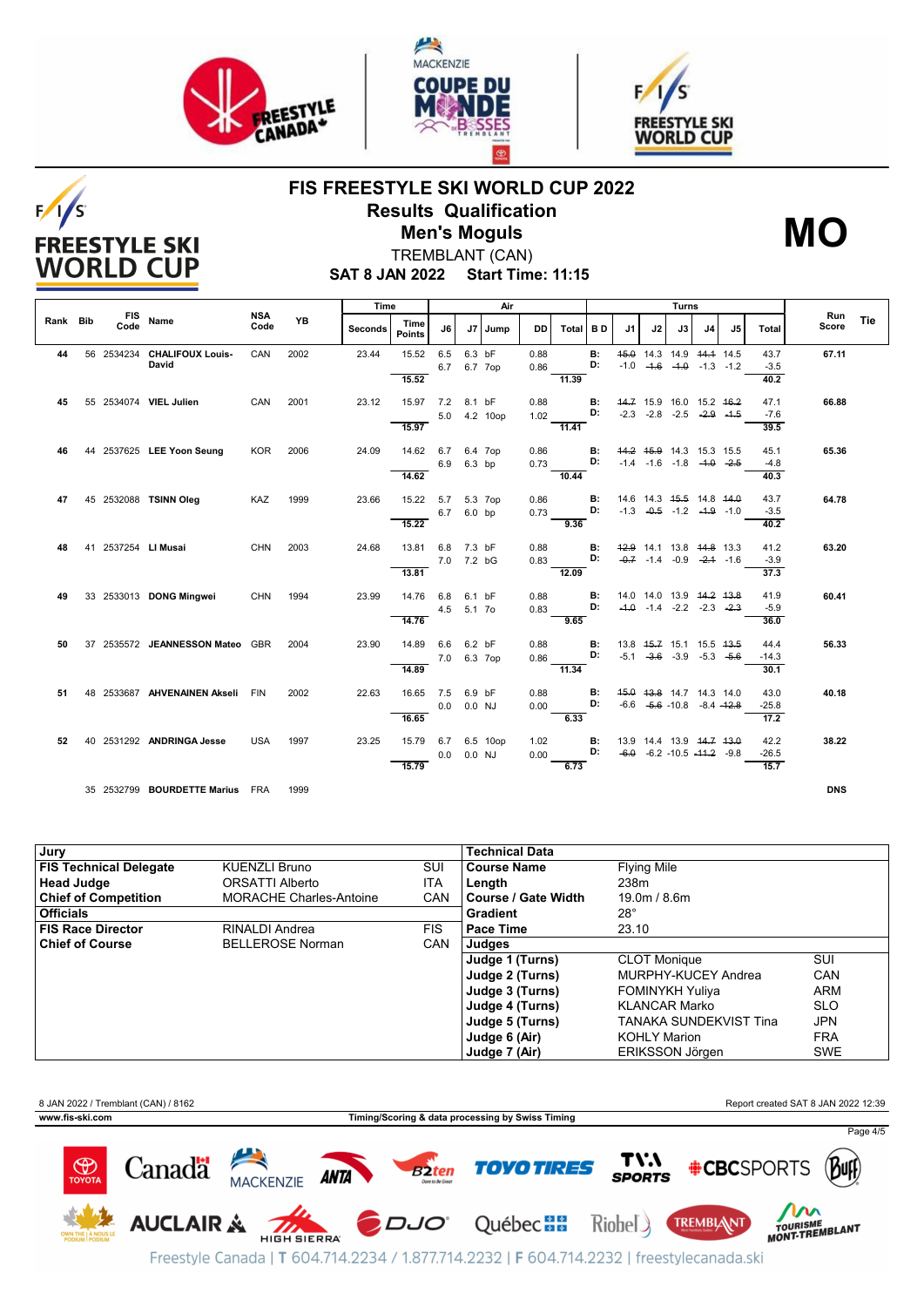# FIS FREESTYLE SKI WORLD CUP 2022

## Results Qualification

## Men's Moguls

**MO**

TREMBLANT (CAN)

**SAT 8 JAN 2022 Start Time: 11:15**

| Rank | Bib | FIS Code | Name | NSA Code | YB | Time Seconds | Time Points | J6 | J7 | Jump | DD | Air Total | B D | J1 | J2 | J3 | J4 | J5 | Turns Total | Run Score | Tie |
|---|---|---|---|---|---|---|---|---|---|---|---|---|---|---|---|---|---|---|---|---|---|
| 44 | 56 | 2534234 | **CHALIFOUX Louis-David** | CAN | 2002 | 23.44 | 15.52 | 6.5 | 6.3 | bF | 0.88 | | B: | ~~15.0~~ | 14.3 | 14.9 | ~~14.1~~ | 14.5 | 43.7 | **67.11** | |
| | | | | | | | | 6.7 | 6.7 | 7op | 0.86 | | D: | -1.0 | ~~-1.6~~ | ~~-1.0~~ | -1.3 | -1.2 | -3.5 | | |
| | | | | | | | 15.52 | | | | | 11.39 | | | | | | | 40.2 | | |
| 45 | 55 | 2534074 | **VIEL Julien** | CAN | 2001 | 23.12 | 15.97 | 7.2 | 8.1 | bF | 0.88 | | B: | ~~14.7~~ | 15.9 | 16.0 | 15.2 | ~~16.2~~ | 47.1 | **66.88** | |
| | | | | | | | | 5.0 | 4.2 | 10op | 1.02 | | D: | -2.3 | -2.8 | -2.5 | ~~-2.9~~ | ~~-1.5~~ | -7.6 | | |
| | | | | | | | 15.97 | | | | | 11.41 | | | | | | | 39.5 | | |
| 46 | 44 | 2537625 | **LEE Yoon Seung** | KOR | 2006 | 24.09 | 14.62 | 6.7 | 6.4 | 7op | 0.86 | | B: | ~~14.2~~ | ~~15.9~~ | 14.3 | 15.3 | 15.5 | 45.1 | **65.36** | |
| | | | | | | | | 6.9 | 6.3 | bp | 0.73 | | D: | -1.4 | -1.6 | -1.8 | ~~-1.0~~ | ~~-2.5~~ | -4.8 | | |
| | | | | | | | 14.62 | | | | | 10.44 | | | | | | | 40.3 | | |
| 47 | 45 | 2532088 | **TSINN Oleg** | KAZ | 1999 | 23.66 | 15.22 | 5.7 | 5.3 | 7op | 0.86 | | B: | 14.6 | 14.3 | ~~15.5~~ | 14.8 | ~~14.0~~ | 43.7 | **64.78** | |
| | | | | | | | | 6.7 | 6.0 | bp | 0.73 | | D: | -1.3 | ~~-0.5~~ | -1.2 | ~~-1.9~~ | -1.0 | -3.5 | | |
| | | | | | | | 15.22 | | | | | 9.36 | | | | | | | 40.2 | | |
| 48 | 41 | 2537254 | **LI Musai** | CHN | 2003 | 24.68 | 13.81 | 6.8 | 7.3 | bF | 0.88 | | B: | ~~12.9~~ | 14.1 | 13.8 | ~~14.8~~ | 13.3 | 41.2 | **63.20** | |
| | | | | | | | | 7.0 | 7.2 | bG | 0.83 | | D: | ~~-0.7~~ | -1.4 | -0.9 | ~~-2.1~~ | -1.6 | -3.9 | | |
| | | | | | | | 13.81 | | | | | 12.09 | | | | | | | 37.3 | | |
| 49 | 33 | 2533013 | **DONG Mingwei** | CHN | 1994 | 23.99 | 14.76 | 6.8 | 6.1 | bF | 0.88 | | B: | 14.0 | 14.0 | 13.9 | ~~14.2~~ | ~~13.8~~ | 41.9 | **60.41** | |
| | | | | | | | | 4.5 | 5.1 | 7o | 0.83 | | D: | ~~-1.0~~ | -1.4 | -2.2 | -2.3 | ~~-2.3~~ | -5.9 | | |
| | | | | | | | 14.76 | | | | | 9.65 | | | | | | | 36.0 | | |
| 50 | 37 | 2535572 | **JEANNESSON Mateo** | GBR | 2004 | 23.90 | 14.89 | 6.6 | 6.2 | bF | 0.88 | | B: | 13.8 | ~~15.7~~ | 15.1 | 15.5 | ~~13.5~~ | 44.4 | **56.33** | |
| | | | | | | | | 7.0 | 6.3 | 7op | 0.86 | | D: | -5.1 | ~~-3.6~~ | -3.9 | -5.3 | ~~-5.6~~ | -14.3 | | |
| | | | | | | | 14.89 | | | | | 11.34 | | | | | | | 30.1 | | |
| 51 | 48 | 2533687 | **AHVENAINEN Akseli** | FIN | 2002 | 22.63 | 16.65 | 7.5 | 6.9 | bF | 0.88 | | B: | ~~15.0~~ | ~~13.8~~ | 14.7 | 14.3 | 14.0 | 43.0 | **40.18** | |
| | | | | | | | | 0.0 | 0.0 | NJ | 0.00 | | D: | -6.6 | ~~-5.6~~ | -10.8 | -8.4 | ~~-12.8~~ | -25.8 | | |
| | | | | | | | 16.65 | | | | | 6.33 | | | | | | | 17.2 | | |
| 52 | 40 | 2531292 | **ANDRINGA Jesse** | USA | 1997 | 23.25 | 15.79 | 6.7 | 6.5 | 10op | 1.02 | | B: | 13.9 | 14.4 | 13.9 | ~~14.7~~ | ~~13.0~~ | 42.2 | **38.22** | |
| | | | | | | | | 0.0 | 0.0 | NJ | 0.00 | | D: | ~~-6.0~~ | -6.2 | -10.5 | ~~-11.2~~ | -9.8 | -26.5 | | |
| | | | | | | | 15.79 | | | | | 6.73 | | | | | | | 15.7 | | |
| | 35 | 2532799 | **BOURDETTE Marius** | FRA | 1999 | | | | | | | | | | | | | | | **DNS** | |

| Jury | | |
|---|---|---|
| **FIS Technical Delegate** | KUENZLI Bruno | SUI |
| **Head Judge** | ORSATTI Alberto | ITA |
| **Chief of Competition** | MORACHE Charles-Antoine | CAN |
| **Officials** | | |
| **FIS Race Director** | RINALDI Andrea | FIS |
| **Chief of Course** | BELLEROSE Norman | CAN |

| Technical Data | | |
|---|---|---|
| **Course Name** | Flying Mile | |
| **Length** | 238m | |
| **Course / Gate Width** | 19.0m / 8.6m | |
| **Gradient** | 28° | |
| **Pace Time** | 23.10 | |
| **Judges** | | |
| **Judge 1 (Turns)** | CLOT Monique | SUI |
| **Judge 2 (Turns)** | MURPHY-KUCEY Andrea | CAN |
| **Judge 3 (Turns)** | FOMINYKH Yuliya | ARM |
| **Judge 4 (Turns)** | KLANCAR Marko | SLO |
| **Judge 5 (Turns)** | TANAKA SUNDEKVIST Tina | JPN |
| **Judge 6 (Air)** | KOHLY Marion | FRA |
| **Judge 7 (Air)** | ERIKSSON Jörgen | SWE |

8 JAN 2022 / Tremblant (CAN) / 8162 — Report created SAT 8 JAN 2022 12:39

www.fis-ski.com — Timing/Scoring & data processing by Swiss Timing

Freestyle Canada | T 604.714.2234 / 1.877.714.2232 | F 604.714.2232 | freestylecanada.ski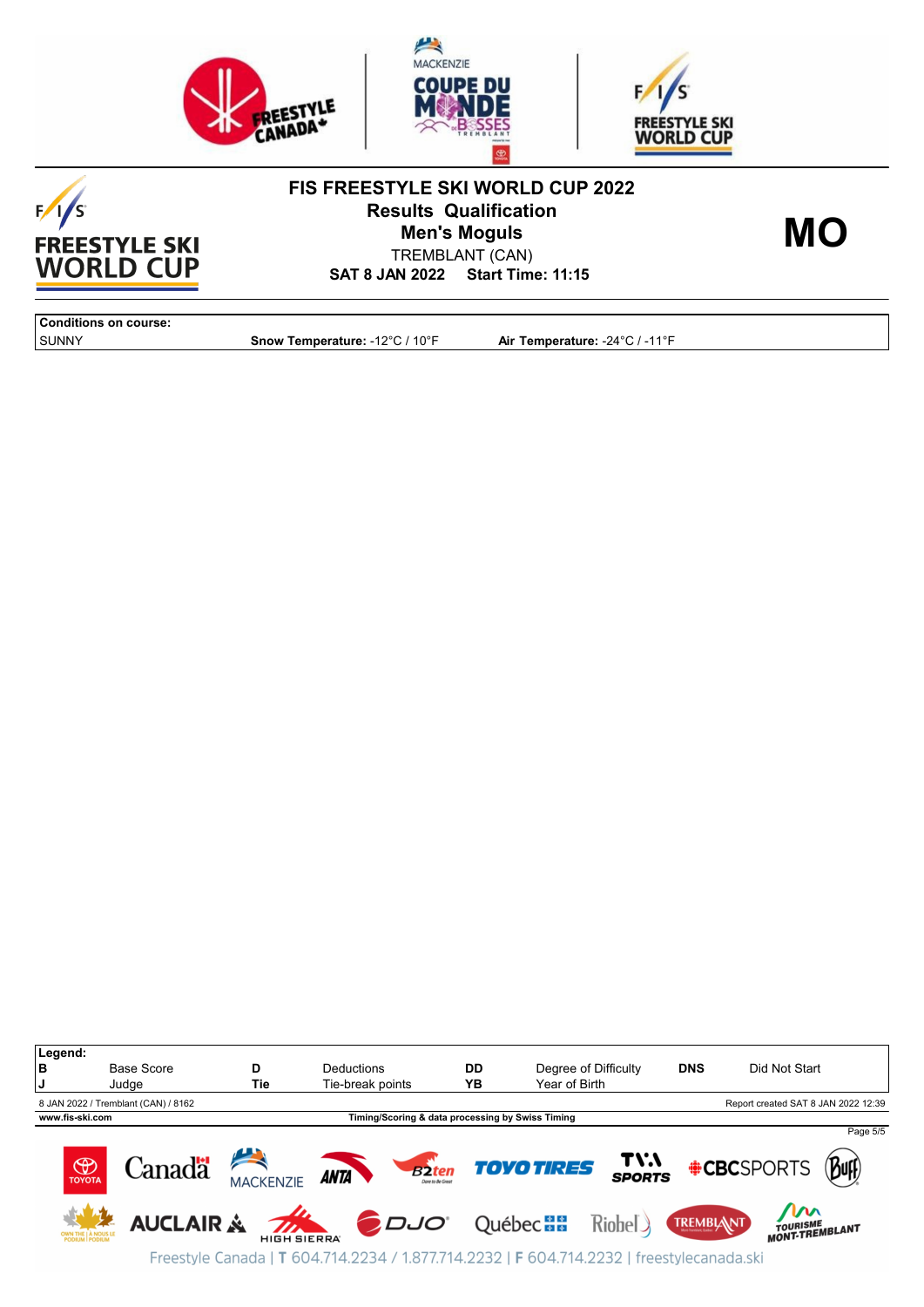# FIS FREESTYLE SKI WORLD CUP 2022

## Results Qualification

## Men's Moguls

TREMBLANT (CAN)

**SAT 8 JAN 2022 Start Time: 11:15**

**MO**

| **Conditions on course:** | | |
|---|---|---|
| SUNNY | **Snow Temperature:** -12°C / 10°F | **Air Temperature:** -24°C / -11°F |

**Legend:**

| | | | | | | | |
|---|---|---|---|---|---|---|---|
| **B** | Base Score | **D** | Deductions | **DD** | Degree of Difficulty | **DNS** | Did Not Start |
| **J** | Judge | **Tie** | Tie-break points | **YB** | Year of Birth | | |

8 JAN 2022 / Tremblant (CAN) / 8162

Report created SAT 8 JAN 2022 12:39

**www.fis-ski.com**

**Timing/Scoring & data processing by Swiss Timing**

Freestyle Canada | T 604.714.2234 / 1.877.714.2232 | F 604.714.2232 | freestylecanada.ski